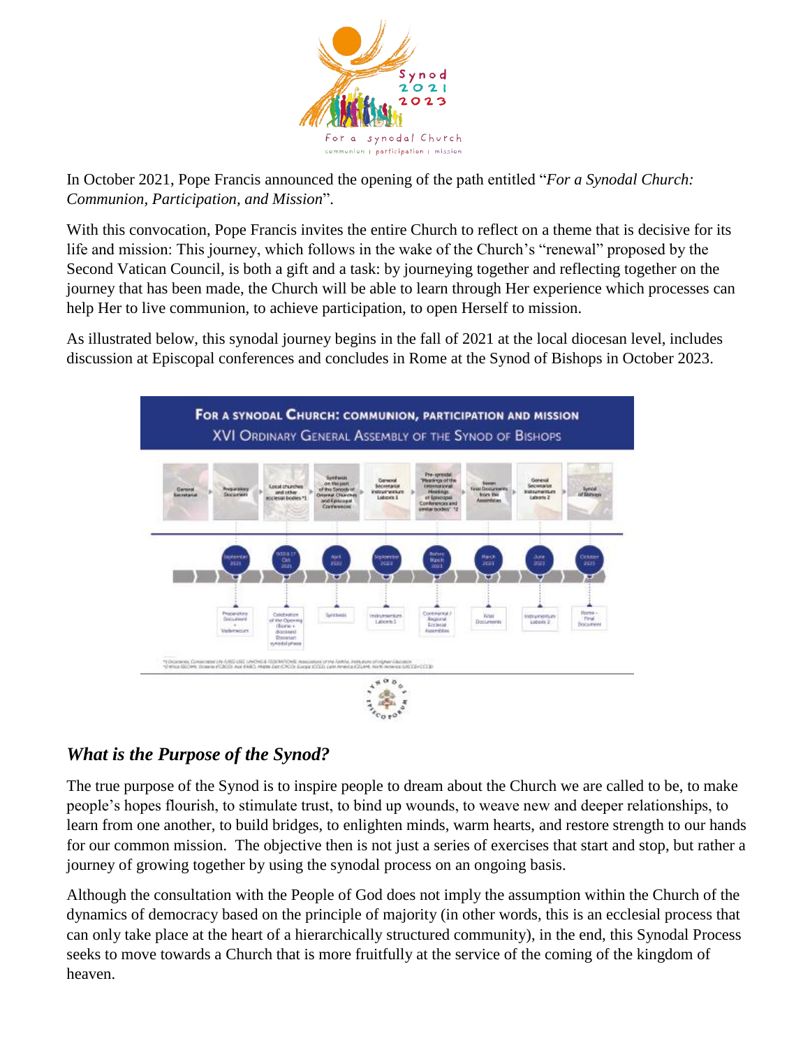In October 2021, Pope Francis announced the opening of the path entitled "*For a Synodal Church: Communion, Participation, and Mission*".

With this convocation, Pope Francis invites the entire Church to reflect on a theme that is decisive for its life and mission: This journey, which follows in the wake of the Church's "renewal" proposed by the Second Vatican Council, is both a gift and a task: by journeying together and reflecting together on the journey that has been made, the Church will be able to learn through Her experience which processes can help Her to live communion, to achieve participation, to open Herself to mission.

As illustrated below, this synodal journey begins in the fall of 2021 at the local diocesan level, includes discussion at Episcopal conferences and concludes in Rome at the Synod of Bishops in October 2023.

## *What is the Purpose of the Synod?*

The true purpose of the Synod is to inspire people to dream about the Church we are called to be, to make people's hopes flourish, to stimulate trust, to bind up wounds, to weave new and deeper relationships, to learn from one another, to build bridges, to enlighten minds, warm hearts, and restore strength to our hands for our common mission. The objective then is not just a series of exercises that start and stop, but rather a journey of growing together by using the synodal process on an ongoing basis.

Although the consultation with the People of God does not imply the assumption within the Church of the dynamics of democracy based on the principle of majority (in other words, this is an ecclesial process that can only take place at the heart of a hierarchically structured community), in the end, this Synodal Process seeks to move towards a Church that is more fruitfully at the service of the coming of the kingdom of heaven.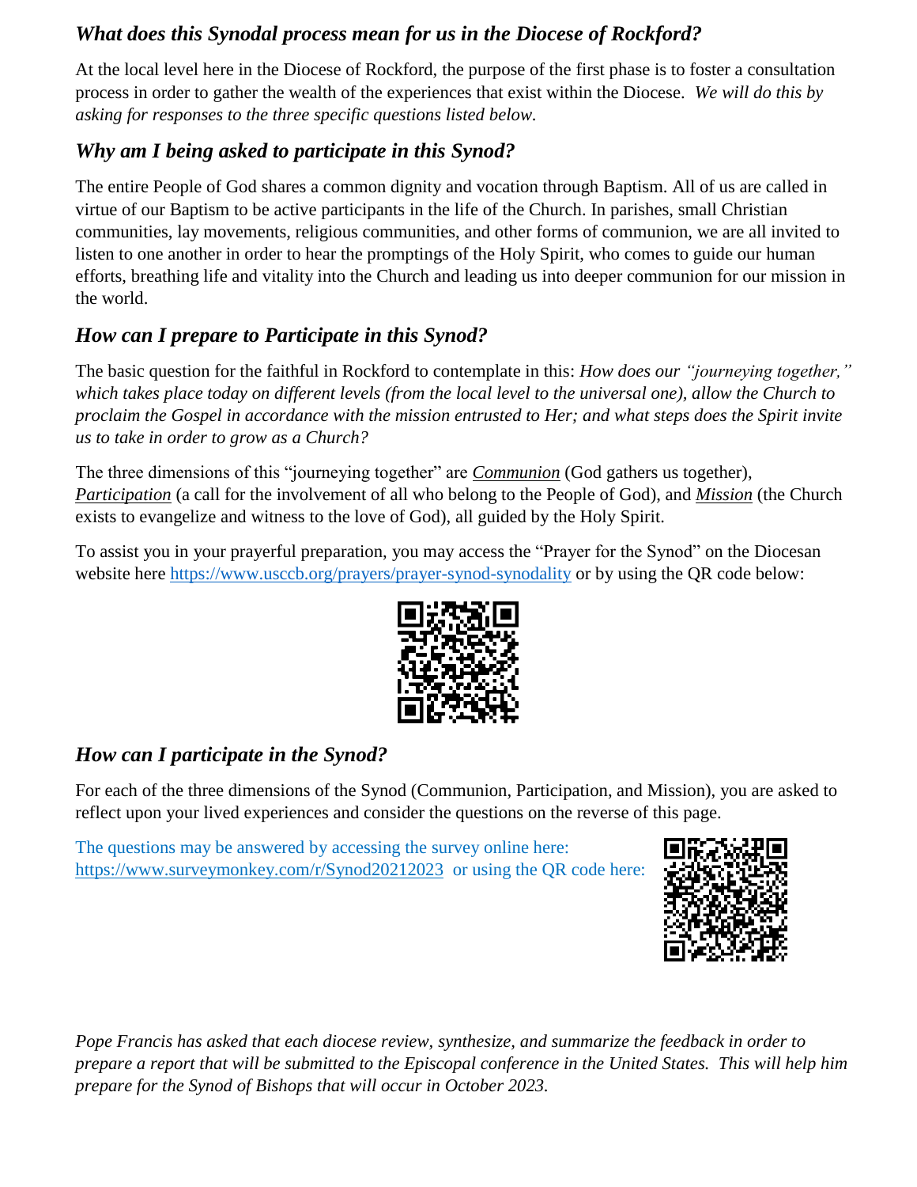## *What does this Synodal process mean for us in the Diocese of Rockford?*

At the local level here in the Diocese of Rockford, the purpose of the first phase is to foster a consultation process in order to gather the wealth of the experiences that exist within the Diocese. *We will do this by asking for responses to the three specific questions listed below.*

## *Why am I being asked to participate in this Synod?*

The entire People of God shares a common dignity and vocation through Baptism. All of us are called in virtue of our Baptism to be active participants in the life of the Church. In parishes, small Christian communities, lay movements, religious communities, and other forms of communion, we are all invited to listen to one another in order to hear the promptings of the Holy Spirit, who comes to guide our human efforts, breathing life and vitality into the Church and leading us into deeper communion for our mission in the world.

## *How can I prepare to Participate in this Synod?*

The basic question for the faithful in Rockford to contemplate in this: *How does our "journeying together," which takes place today on different levels (from the local level to the universal one), allow the Church to proclaim the Gospel in accordance with the mission entrusted to Her; and what steps does the Spirit invite us to take in order to grow as a Church?*

The three dimensions of this "journeying together" are ***Communion*** (God gathers us together), ***Participation*** (a call for the involvement of all who belong to the People of God), and ***Mission*** (the Church exists to evangelize and witness to the love of God), all guided by the Holy Spirit.

To assist you in your prayerful preparation, you may access the "Prayer for the Synod" on the Diocesan website here https://www.usccb.org/prayers/prayer-synod-synodality or by using the QR code below:

## *How can I participate in the Synod?*

For each of the three dimensions of the Synod (Communion, Participation, and Mission), you are asked to reflect upon your lived experiences and consider the questions on the reverse of this page.

The questions may be answered by accessing the survey online here: https://www.surveymonkey.com/r/Synod20212023 or using the QR code here:

*Pope Francis has asked that each diocese review, synthesize, and summarize the feedback in order to prepare a report that will be submitted to the Episcopal conference in the United States. This will help him prepare for the Synod of Bishops that will occur in October 2023.*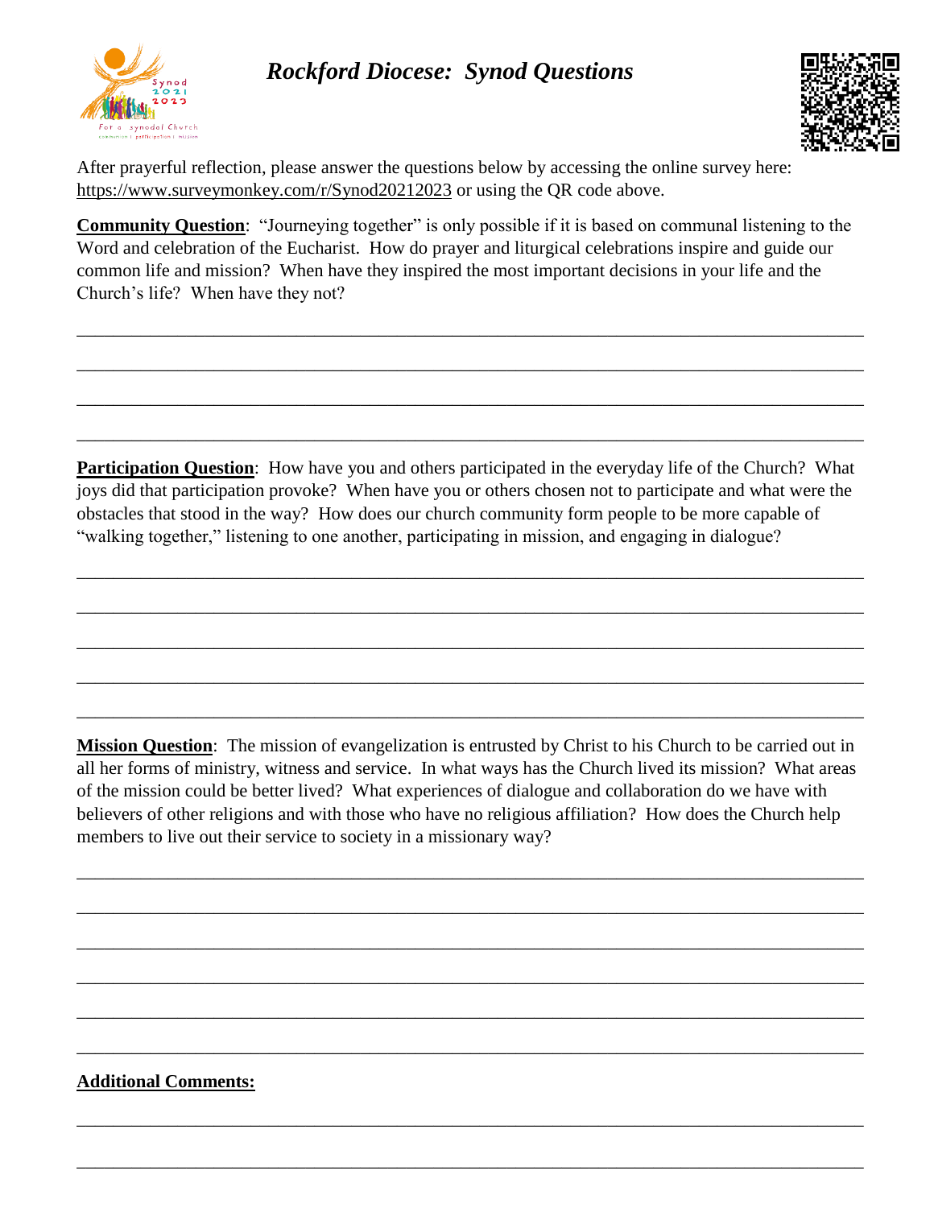# *Rockford Diocese: Synod Questions*

After prayerful reflection, please answer the questions below by accessing the online survey here: https://www.surveymonkey.com/r/Synod20212023 or using the QR code above.

**Community Question**: "Journeying together" is only possible if it is based on communal listening to the Word and celebration of the Eucharist. How do prayer and liturgical celebrations inspire and guide our common life and mission? When have they inspired the most important decisions in your life and the Church's life? When have they not?

______________________________________________________________________________

______________________________________________________________________________

______________________________________________________________________________

______________________________________________________________________________

**Participation Question**: How have you and others participated in the everyday life of the Church? What joys did that participation provoke? When have you or others chosen not to participate and what were the obstacles that stood in the way? How does our church community form people to be more capable of "walking together," listening to one another, participating in mission, and engaging in dialogue?

______________________________________________________________________________

______________________________________________________________________________

______________________________________________________________________________

______________________________________________________________________________

______________________________________________________________________________

**Mission Question**: The mission of evangelization is entrusted by Christ to his Church to be carried out in all her forms of ministry, witness and service. In what ways has the Church lived its mission? What areas of the mission could be better lived? What experiences of dialogue and collaboration do we have with believers of other religions and with those who have no religious affiliation? How does the Church help members to live out their service to society in a missionary way?

______________________________________________________________________________

______________________________________________________________________________

______________________________________________________________________________

______________________________________________________________________________

______________________________________________________________________________

______________________________________________________________________________

**Additional Comments:**

______________________________________________________________________________

______________________________________________________________________________